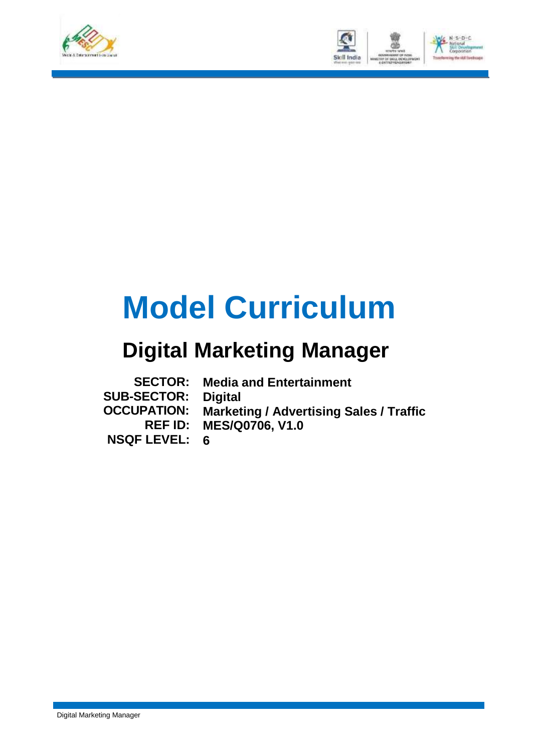# Model Curriculum

## Digital Marketing Manager

| | |
|---|---|
| **SECTOR:** | **Media and Entertainment** |
| **SUB-SECTOR:** | **Digital** |
| **OCCUPATION:** | **Marketing / Advertising Sales / Traffic** |
| **REF ID:** | **MES/Q0706, V1.0** |
| **NSQF LEVEL:** | **6** |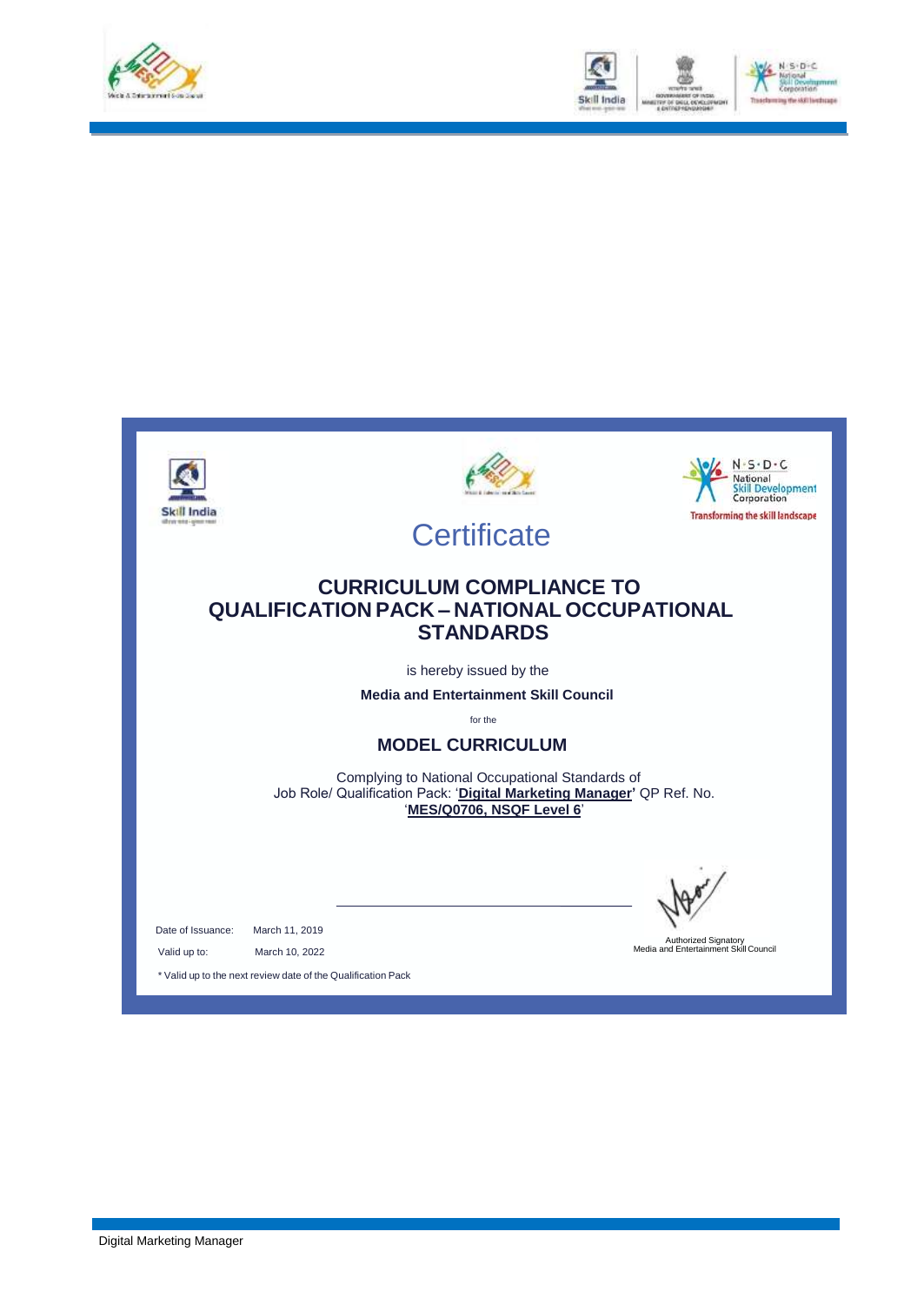# Certificate

## CURRICULUM COMPLIANCE TO QUALIFICATION PACK – NATIONAL OCCUPATIONAL STANDARDS

is hereby issued by the

**Media and Entertainment Skill Council**

for the

### MODEL CURRICULUM

Complying to National Occupational Standards of
Job Role/ Qualification Pack: '**Digital Marketing Manager**' QP Ref. No. '**MES/Q0706, NSQF Level 6**'

Date of Issuance: March 11, 2019

Valid up to: March 10, 2022

\* Valid up to the next review date of the Qualification Pack

Authorized Signatory
Media and Entertainment Skill Council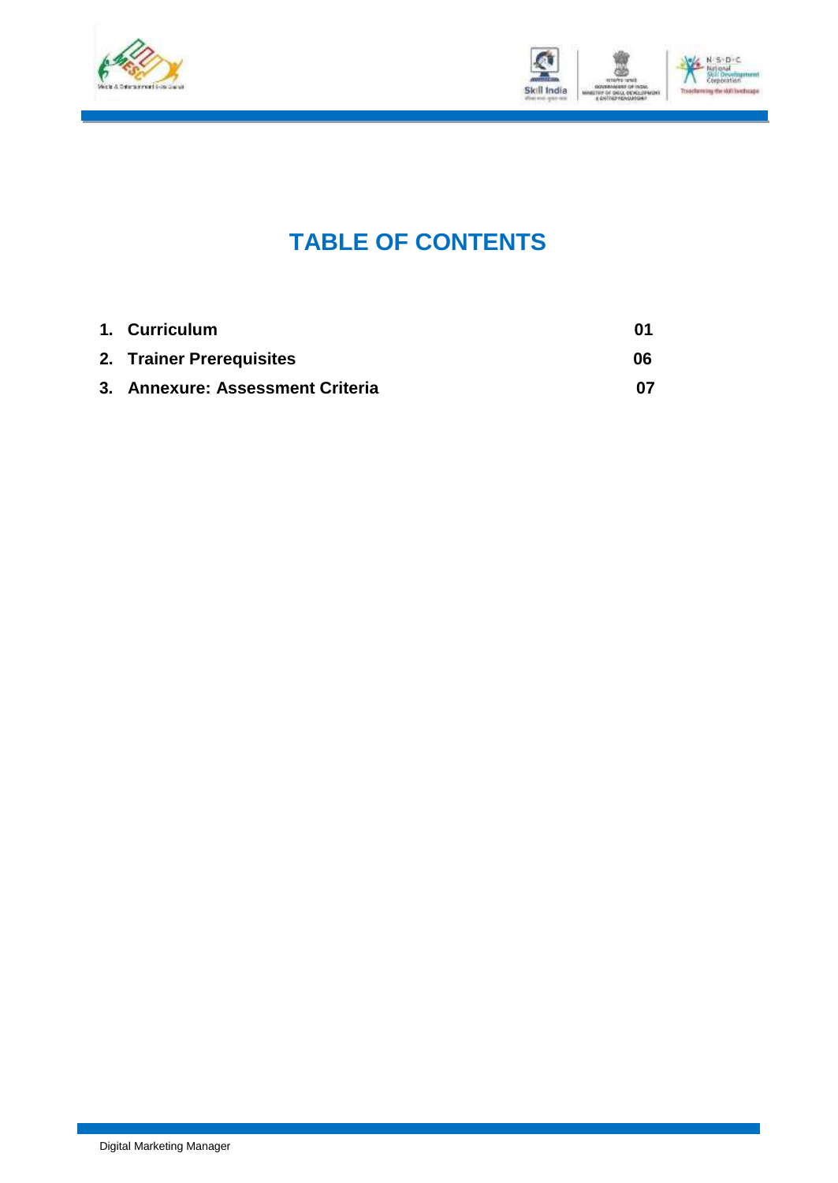# TABLE OF CONTENTS

| | | |
|---|---|---|
| 1. | **Curriculum** | **01** |
| 2. | **Trainer Prerequisites** | **06** |
| 3. | **Annexure: Assessment Criteria** | **07** |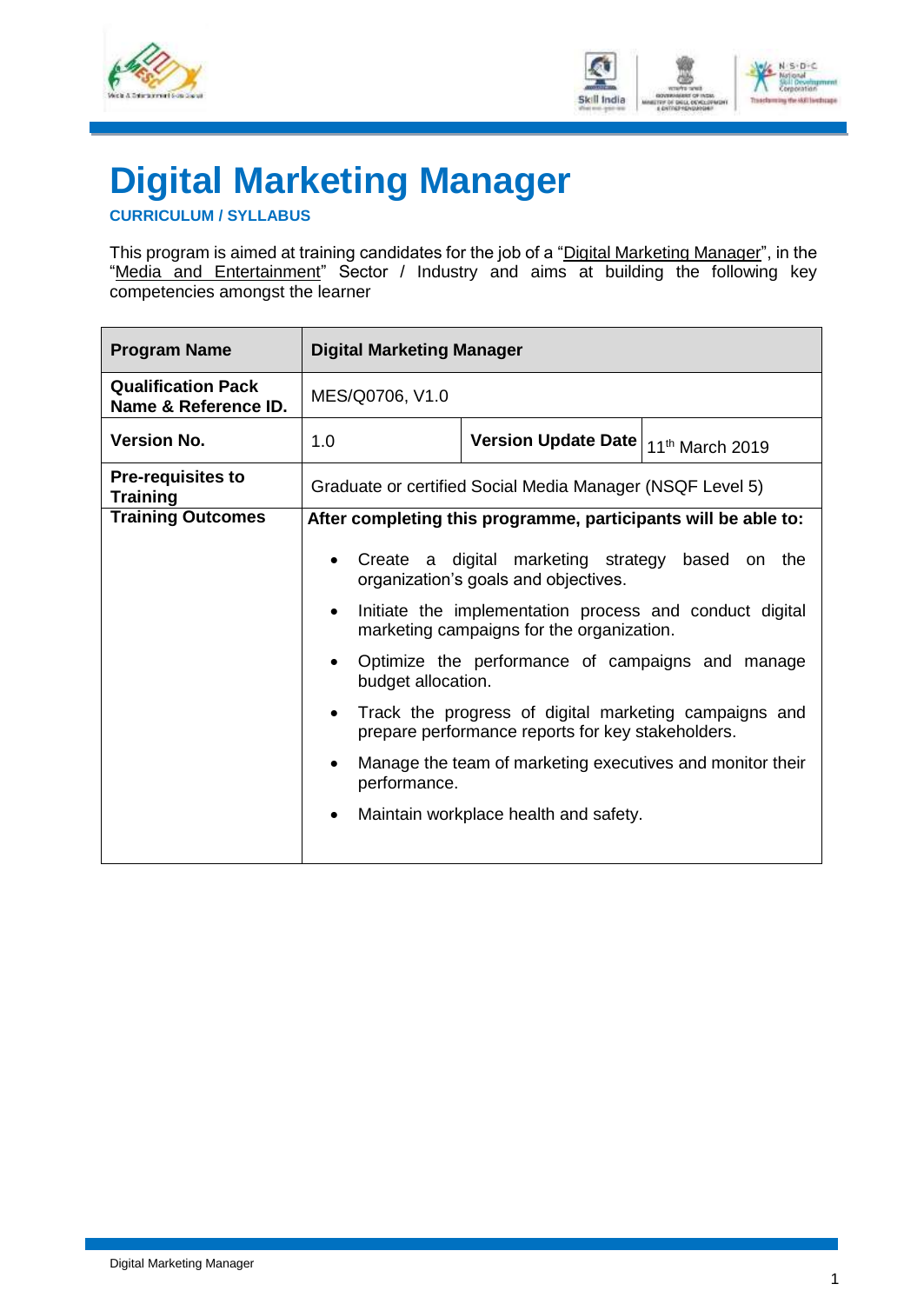# Digital Marketing Manager

**CURRICULUM / SYLLABUS**

This program is aimed at training candidates for the job of a "Digital Marketing Manager", in the "Media and Entertainment" Sector / Industry and aims at building the following key competencies amongst the learner

| **Program Name** | **Digital Marketing Manager** | | |
|---|---|---|---|
| **Qualification Pack Name & Reference ID.** | MES/Q0706, V1.0 | | |
| **Version No.** | 1.0 | **Version Update Date** | 11th March 2019 |
| **Pre-requisites to Training** | Graduate or certified Social Media Manager (NSQF Level 5) | | |
| **Training Outcomes** | **After completing this programme, participants will be able to:**<br>• Create a digital marketing strategy based on the organization's goals and objectives.<br>• Initiate the implementation process and conduct digital marketing campaigns for the organization.<br>• Optimize the performance of campaigns and manage budget allocation.<br>• Track the progress of digital marketing campaigns and prepare performance reports for key stakeholders.<br>• Manage the team of marketing executives and monitor their performance.<br>• Maintain workplace health and safety. | | |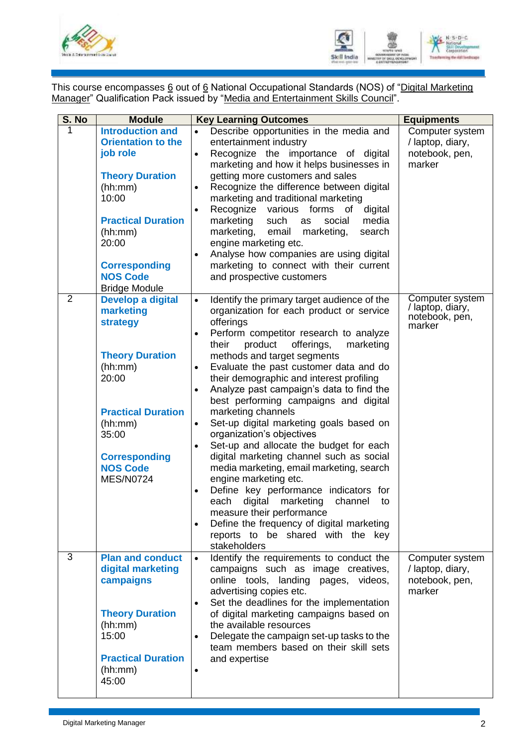This course encompasses 6 out of 6 National Occupational Standards (NOS) of "Digital Marketing Manager" Qualification Pack issued by "Media and Entertainment Skills Council".

| S. No | Module | Key Learning Outcomes | Equipments |
|---|---|---|---|
| 1 | **Introduction and Orientation to the job role**<br><br>**Theory Duration** (hh:mm)<br>10:00<br><br>**Practical Duration** (hh:mm)<br>20:00<br><br>**Corresponding NOS Code**<br>Bridge Module | • Describe opportunities in the media and entertainment industry<br>• Recognize the importance of digital marketing and how it helps businesses in getting more customers and sales<br>• Recognize the difference between digital marketing and traditional marketing<br>• Recognize various forms of digital marketing such as social media marketing, email marketing, search engine marketing etc.<br>• Analyse how companies are using digital marketing to connect with their current and prospective customers | Computer system / laptop, diary, notebook, pen, marker |
| 2 | **Develop a digital marketing strategy**<br><br>**Theory Duration** (hh:mm)<br>20:00<br><br>**Practical Duration** (hh:mm)<br>35:00<br><br>**Corresponding NOS Code**<br>MES/N0724 | • Identify the primary target audience of the organization for each product or service offerings<br>• Perform competitor research to analyze their product offerings, marketing methods and target segments<br>• Evaluate the past customer data and do their demographic and interest profiling<br>• Analyze past campaign's data to find the best performing campaigns and digital marketing channels<br>• Set-up digital marketing goals based on organization's objectives<br>• Set-up and allocate the budget for each digital marketing channel such as social media marketing, email marketing, search engine marketing etc.<br>• Define key performance indicators for each digital marketing channel to measure their performance<br>• Define the frequency of digital marketing reports to be shared with the key stakeholders | Computer system / laptop, diary, notebook, pen, marker |
| 3 | **Plan and conduct digital marketing campaigns**<br><br>**Theory Duration** (hh:mm)<br>15:00<br><br>**Practical Duration** (hh:mm)<br>45:00 | • Identify the requirements to conduct the campaigns such as image creatives, online tools, landing pages, videos, advertising copies etc.<br>• Set the deadlines for the implementation of digital marketing campaigns based on the available resources<br>• Delegate the campaign set-up tasks to the team members based on their skill sets and expertise<br>• | Computer system / laptop, diary, notebook, pen, marker |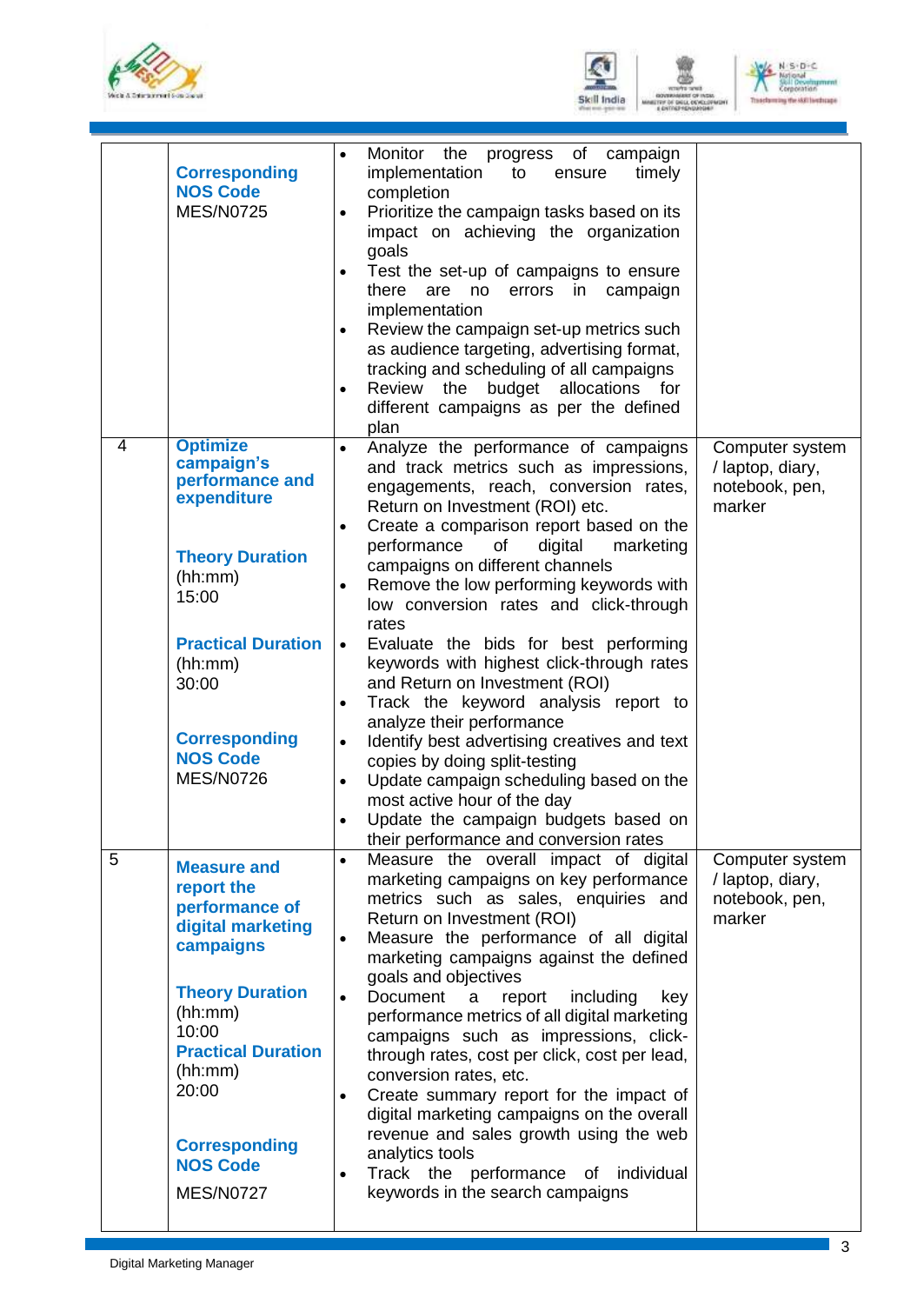| | | | |
|---|---|---|---|
| | **Corresponding NOS Code** MES/N0725 | • Monitor the progress of campaign implementation to ensure timely completion<br>• Prioritize the campaign tasks based on its impact on achieving the organization goals<br>• Test the set-up of campaigns to ensure there are no errors in campaign implementation<br>• Review the campaign set-up metrics such as audience targeting, advertising format, tracking and scheduling of all campaigns<br>• Review the budget allocations for different campaigns as per the defined plan | |
| 4 | **Optimize campaign's performance and expenditure**<br><br>**Theory Duration** (hh:mm) 15:00<br><br>**Practical Duration** (hh:mm) 30:00<br><br>**Corresponding NOS Code** MES/N0726 | • Analyze the performance of campaigns and track metrics such as impressions, engagements, reach, conversion rates, Return on Investment (ROI) etc.<br>• Create a comparison report based on the performance of digital marketing campaigns on different channels<br>• Remove the low performing keywords with low conversion rates and click-through rates<br>• Evaluate the bids for best performing keywords with highest click-through rates and Return on Investment (ROI)<br>• Track the keyword analysis report to analyze their performance<br>• Identify best advertising creatives and text copies by doing split-testing<br>• Update campaign scheduling based on the most active hour of the day<br>• Update the campaign budgets based on their performance and conversion rates | Computer system / laptop, diary, notebook, pen, marker |
| 5 | **Measure and report the performance of digital marketing campaigns**<br><br>**Theory Duration** (hh:mm) 10:00<br>**Practical Duration** (hh:mm) 20:00<br><br>**Corresponding NOS Code** MES/N0727 | • Measure the overall impact of digital marketing campaigns on key performance metrics such as sales, enquiries and Return on Investment (ROI)<br>• Measure the performance of all digital marketing campaigns against the defined goals and objectives<br>• Document a report including key performance metrics of all digital marketing campaigns such as impressions, click-through rates, cost per click, cost per lead, conversion rates, etc.<br>• Create summary report for the impact of digital marketing campaigns on the overall revenue and sales growth using the web analytics tools<br>• Track the performance of individual keywords in the search campaigns | Computer system / laptop, diary, notebook, pen, marker |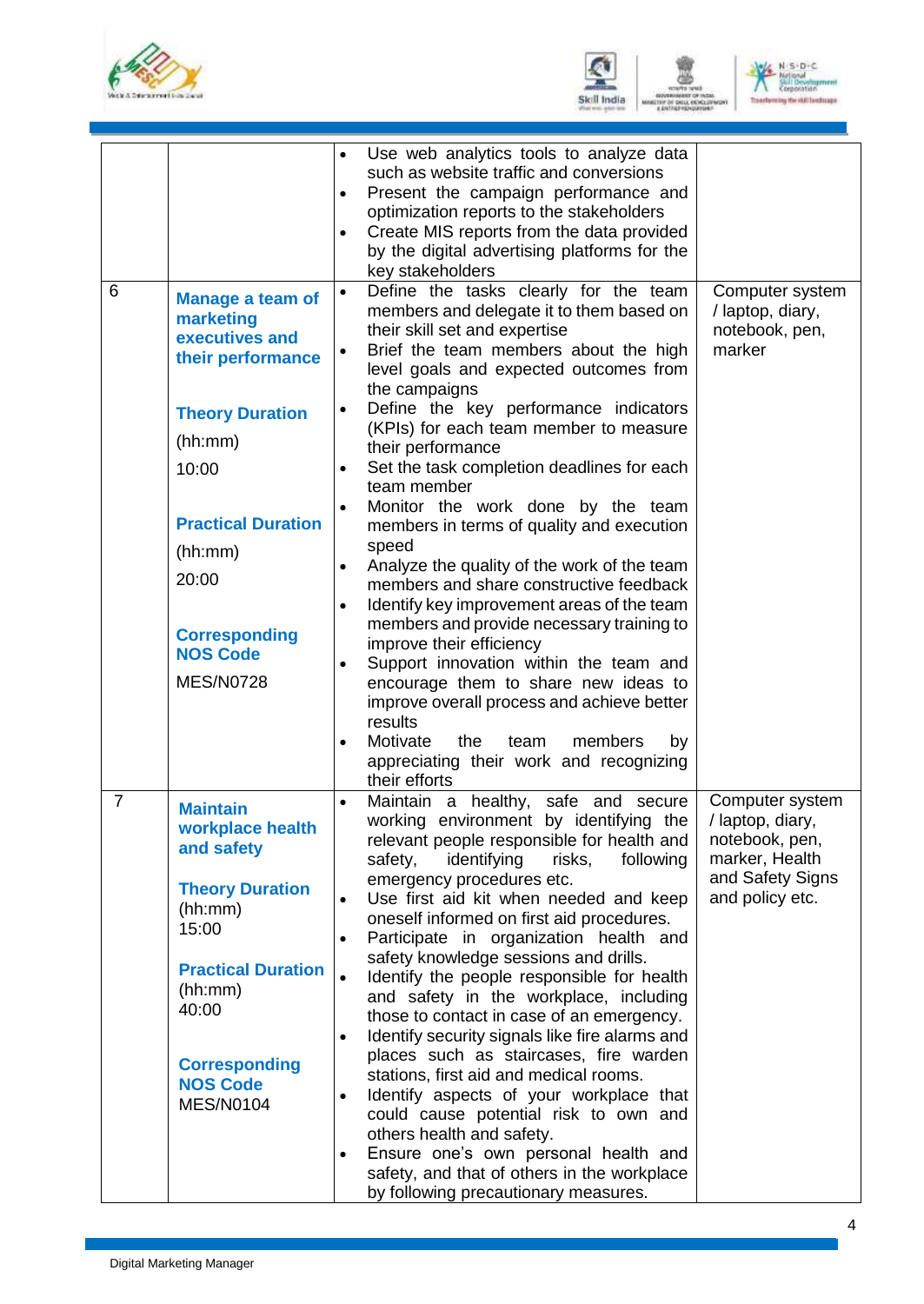| | | | |
|---|---|---|---|
| | | • Use web analytics tools to analyze data such as website traffic and conversions<br>• Present the campaign performance and optimization reports to the stakeholders<br>• Create MIS reports from the data provided by the digital advertising platforms for the key stakeholders | |
| 6 | **Manage a team of marketing executives and their performance**<br><br>**Theory Duration**<br>(hh:mm)<br>10:00<br><br>**Practical Duration**<br>(hh:mm)<br>20:00<br><br>**Corresponding NOS Code**<br>MES/N0728 | • Define the tasks clearly for the team members and delegate it to them based on their skill set and expertise<br>• Brief the team members about the high level goals and expected outcomes from the campaigns<br>• Define the key performance indicators (KPIs) for each team member to measure their performance<br>• Set the task completion deadlines for each team member<br>• Monitor the work done by the team members in terms of quality and execution speed<br>• Analyze the quality of the work of the team members and share constructive feedback<br>• Identify key improvement areas of the team members and provide necessary training to improve their efficiency<br>• Support innovation within the team and encourage them to share new ideas to improve overall process and achieve better results<br>• Motivate the team members by appreciating their work and recognizing their efforts | Computer system / laptop, diary, notebook, pen, marker |
| 7 | **Maintain workplace health and safety**<br><br>**Theory Duration**<br>(hh:mm)<br>15:00<br><br>**Practical Duration**<br>(hh:mm)<br>40:00<br><br>**Corresponding NOS Code**<br>MES/N0104 | • Maintain a healthy, safe and secure working environment by identifying the relevant people responsible for health and safety, identifying risks, following emergency procedures etc.<br>• Use first aid kit when needed and keep oneself informed on first aid procedures.<br>• Participate in organization health and safety knowledge sessions and drills.<br>• Identify the people responsible for health and safety in the workplace, including those to contact in case of an emergency.<br>• Identify security signals like fire alarms and places such as staircases, fire warden stations, first aid and medical rooms.<br>• Identify aspects of your workplace that could cause potential risk to own and others health and safety.<br>• Ensure one's own personal health and safety, and that of others in the workplace by following precautionary measures. | Computer system / laptop, diary, notebook, pen, marker, Health and Safety Signs and policy etc. |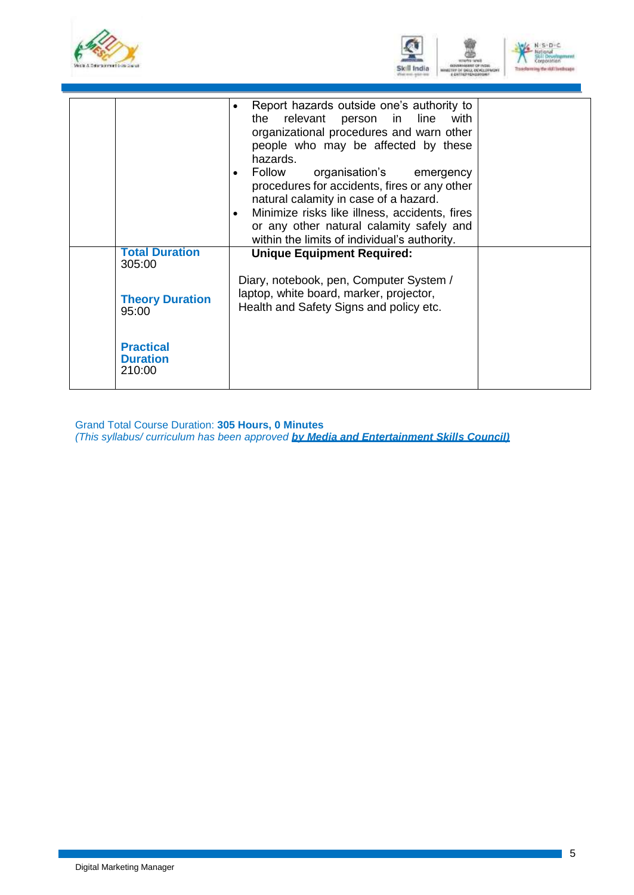| | | | |
|---|---|---|---|
| | | • Report hazards outside one's authority to the relevant person in line with organizational procedures and warn other people who may be affected by these hazards.<br>• Follow organisation's emergency procedures for accidents, fires or any other natural calamity in case of a hazard.<br>• Minimize risks like illness, accidents, fires or any other natural calamity safely and within the limits of individual's authority. | |
| | **Total Duration**<br>305:00<br><br>**Theory Duration**<br>95:00<br><br>**Practical Duration**<br>210:00 | **Unique Equipment Required:**<br><br>Diary, notebook, pen, Computer System / laptop, white board, marker, projector, Health and Safety Signs and policy etc. | |

Grand Total Course Duration: **305 Hours, 0 Minutes**

*(This syllabus/ curriculum has been approved* ***by Media and Entertainment Skills Council)***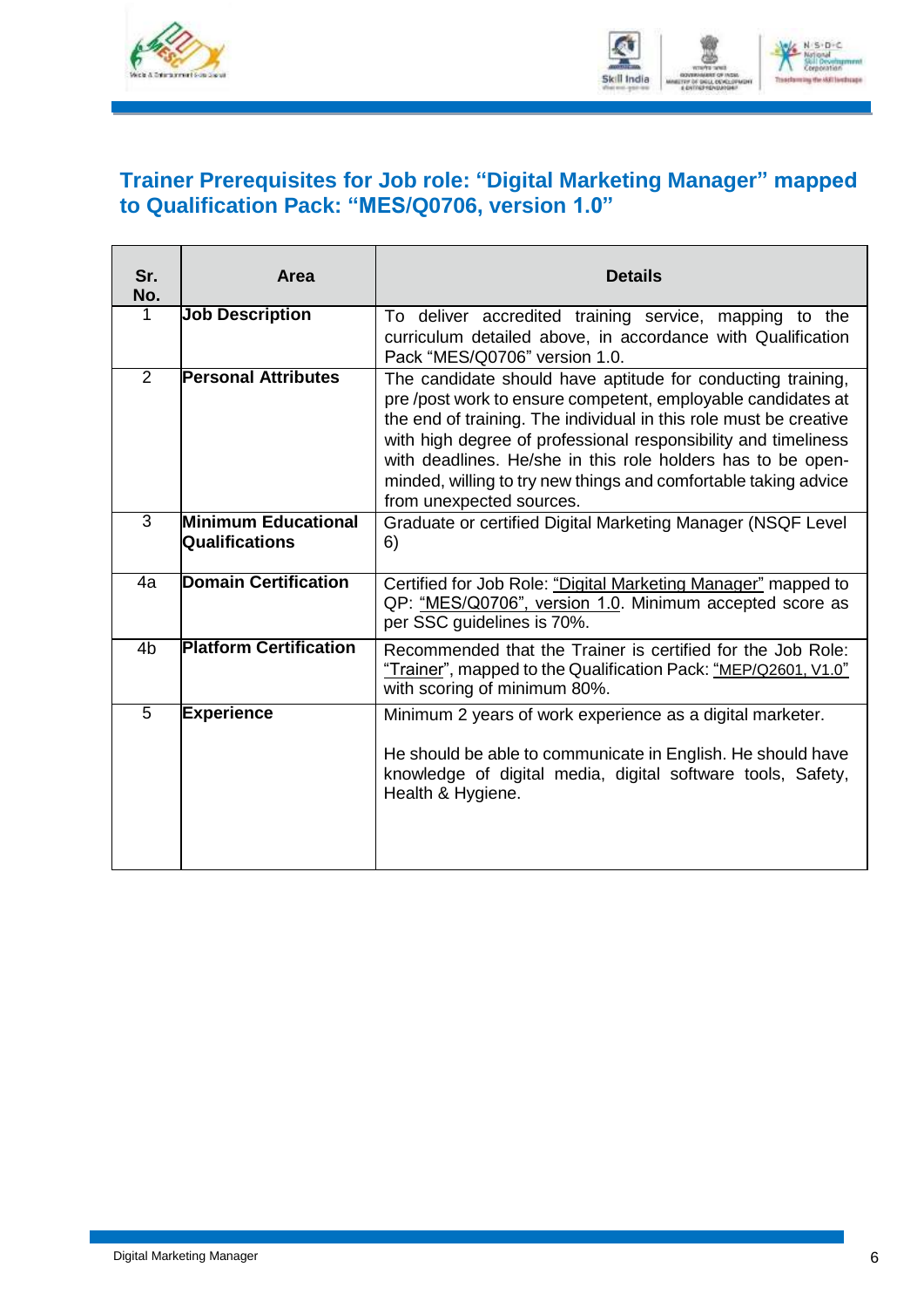## Trainer Prerequisites for Job role: "Digital Marketing Manager" mapped to Qualification Pack: "MES/Q0706, version 1.0"

| Sr. No. | Area | Details |
|---|---|---|
| 1 | **Job Description** | To deliver accredited training service, mapping to the curriculum detailed above, in accordance with Qualification Pack "MES/Q0706" version 1.0. |
| 2 | **Personal Attributes** | The candidate should have aptitude for conducting training, pre /post work to ensure competent, employable candidates at the end of training. The individual in this role must be creative with high degree of professional responsibility and timeliness with deadlines. He/she in this role holders has to be open-minded, willing to try new things and comfortable taking advice from unexpected sources. |
| 3 | **Minimum Educational Qualifications** | Graduate or certified Digital Marketing Manager (NSQF Level 6) |
| 4a | **Domain Certification** | Certified for Job Role: "Digital Marketing Manager" mapped to QP: "MES/Q0706", version 1.0. Minimum accepted score as per SSC guidelines is 70%. |
| 4b | **Platform Certification** | Recommended that the Trainer is certified for the Job Role: "Trainer", mapped to the Qualification Pack: "MEP/Q2601, V1.0" with scoring of minimum 80%. |
| 5 | **Experience** | Minimum 2 years of work experience as a digital marketer.<br><br>He should be able to communicate in English. He should have knowledge of digital media, digital software tools, Safety, Health & Hygiene. |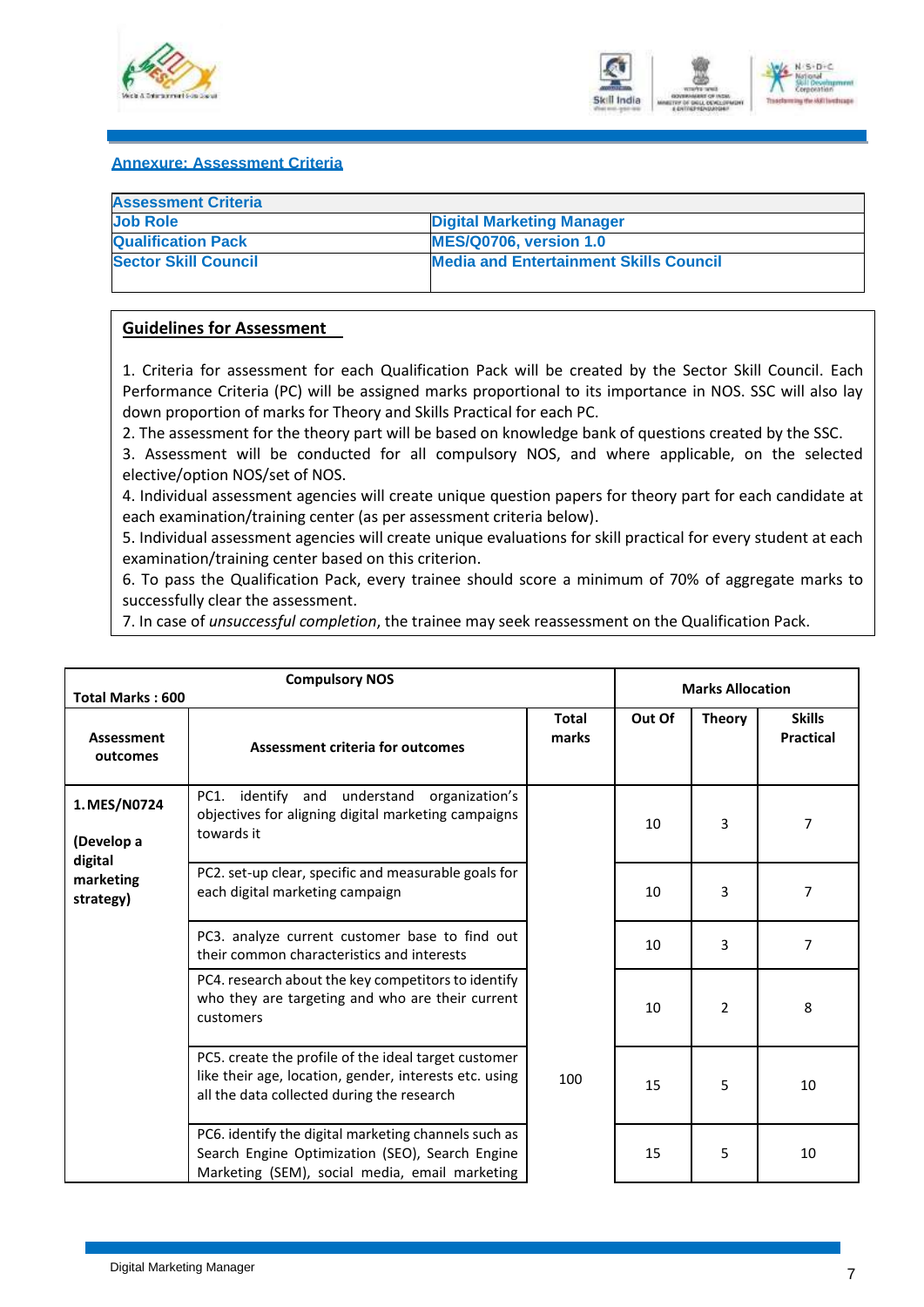## Annexure: Assessment Criteria

| Assessment Criteria | |
|---|---|
| **Job Role** | **Digital Marketing Manager** |
| **Qualification Pack** | **MES/Q0706, version 1.0** |
| **Sector Skill Council** | **Media and Entertainment Skills Council** |

### Guidelines for Assessment

1. Criteria for assessment for each Qualification Pack will be created by the Sector Skill Council. Each Performance Criteria (PC) will be assigned marks proportional to its importance in NOS. SSC will also lay down proportion of marks for Theory and Skills Practical for each PC.
2. The assessment for the theory part will be based on knowledge bank of questions created by the SSC.
3. Assessment will be conducted for all compulsory NOS, and where applicable, on the selected elective/option NOS/set of NOS.
4. Individual assessment agencies will create unique question papers for theory part for each candidate at each examination/training center (as per assessment criteria below).
5. Individual assessment agencies will create unique evaluations for skill practical for every student at each examination/training center based on this criterion.
6. To pass the Qualification Pack, every trainee should score a minimum of 70% of aggregate marks to successfully clear the assessment.
7. In case of *unsuccessful completion*, the trainee may seek reassessment on the Qualification Pack.

| **Total Marks : 600** | **Compulsory NOS** | | **Marks Allocation** | | |
|---|---|---|---|---|---|
| **Assessment outcomes** | **Assessment criteria for outcomes** | **Total marks** | **Out Of** | **Theory** | **Skills Practical** |
| **1. MES/N0724 (Develop a digital marketing strategy)** | PC1. identify and understand organization's objectives for aligning digital marketing campaigns towards it | 100 | 10 | 3 | 7 |
| | PC2. set-up clear, specific and measurable goals for each digital marketing campaign | | 10 | 3 | 7 |
| | PC3. analyze current customer base to find out their common characteristics and interests | | 10 | 3 | 7 |
| | PC4. research about the key competitors to identify who they are targeting and who are their current customers | | 10 | 2 | 8 |
| | PC5. create the profile of the ideal target customer like their age, location, gender, interests etc. using all the data collected during the research | | 15 | 5 | 10 |
| | PC6. identify the digital marketing channels such as Search Engine Optimization (SEO), Search Engine Marketing (SEM), social media, email marketing | | 15 | 5 | 10 |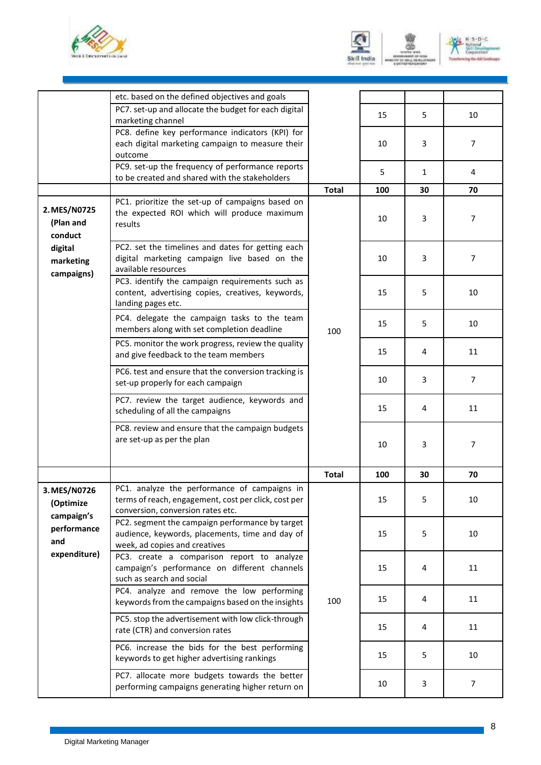| | etc. based on the defined objectives and goals | | | | |
|---|---|---|---|---|---|
| | PC7. set-up and allocate the budget for each digital marketing channel | | 15 | 5 | 10 |
| | PC8. define key performance indicators (KPI) for each digital marketing campaign to measure their outcome | | 10 | 3 | 7 |
| | PC9. set-up the frequency of performance reports to be created and shared with the stakeholders | | 5 | 1 | 4 |
| | | **Total** | **100** | **30** | **70** |
| **2. MES/N0725 (Plan and conduct digital marketing campaigns)** | PC1. prioritize the set-up of campaigns based on the expected ROI which will produce maximum results | 100 | 10 | 3 | 7 |
| | PC2. set the timelines and dates for getting each digital marketing campaign live based on the available resources | | 10 | 3 | 7 |
| | PC3. identify the campaign requirements such as content, advertising copies, creatives, keywords, landing pages etc. | | 15 | 5 | 10 |
| | PC4. delegate the campaign tasks to the team members along with set completion deadline | | 15 | 5 | 10 |
| | PC5. monitor the work progress, review the quality and give feedback to the team members | | 15 | 4 | 11 |
| | PC6. test and ensure that the conversion tracking is set-up properly for each campaign | | 10 | 3 | 7 |
| | PC7. review the target audience, keywords and scheduling of all the campaigns | | 15 | 4 | 11 |
| | PC8. review and ensure that the campaign budgets are set-up as per the plan | | 10 | 3 | 7 |
| | | **Total** | **100** | **30** | **70** |
| **3. MES/N0726 (Optimize campaign's performance and expenditure)** | PC1. analyze the performance of campaigns in terms of reach, engagement, cost per click, cost per conversion, conversion rates etc. | 100 | 15 | 5 | 10 |
| | PC2. segment the campaign performance by target audience, keywords, placements, time and day of week, ad copies and creatives | | 15 | 5 | 10 |
| | PC3. create a comparison report to analyze campaign's performance on different channels such as search and social | | 15 | 4 | 11 |
| | PC4. analyze and remove the low performing keywords from the campaigns based on the insights | | 15 | 4 | 11 |
| | PC5. stop the advertisement with low click-through rate (CTR) and conversion rates | | 15 | 4 | 11 |
| | PC6. increase the bids for the best performing keywords to get higher advertising rankings | | 15 | 5 | 10 |
| | PC7. allocate more budgets towards the better performing campaigns generating higher return on | | 10 | 3 | 7 |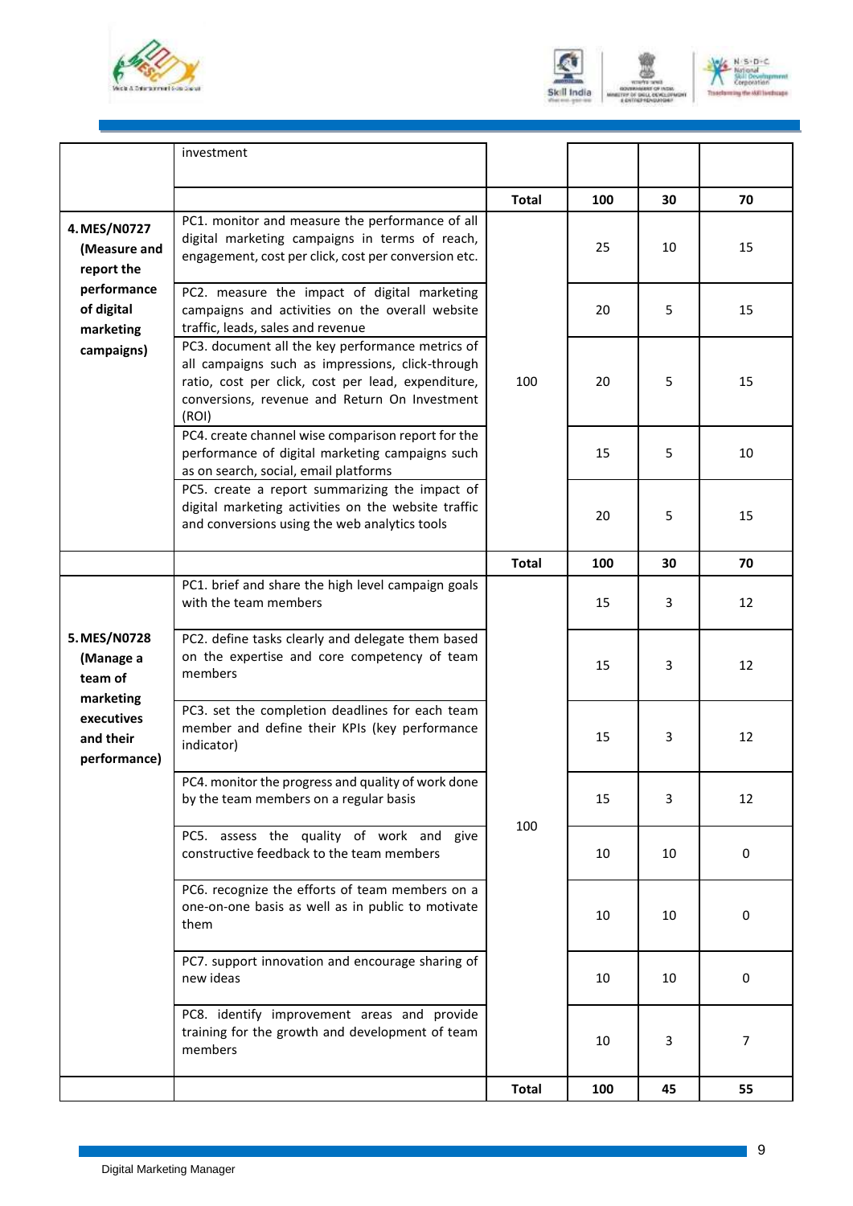| | | | | | |
|---|---|---|---|---|---|
| | investment | | | | |
| | | **Total** | **100** | **30** | **70** |
| **4. MES/N0727 (Measure and report the performance of digital marketing campaigns)** | PC1. monitor and measure the performance of all digital marketing campaigns in terms of reach, engagement, cost per click, cost per conversion etc. | 100 | 25 | 10 | 15 |
| | PC2. measure the impact of digital marketing campaigns and activities on the overall website traffic, leads, sales and revenue | | 20 | 5 | 15 |
| | PC3. document all the key performance metrics of all campaigns such as impressions, click-through ratio, cost per click, cost per lead, expenditure, conversions, revenue and Return On Investment (ROI) | | 20 | 5 | 15 |
| | PC4. create channel wise comparison report for the performance of digital marketing campaigns such as on search, social, email platforms | | 15 | 5 | 10 |
| | PC5. create a report summarizing the impact of digital marketing activities on the website traffic and conversions using the web analytics tools | | 20 | 5 | 15 |
| | | **Total** | **100** | **30** | **70** |
| **5. MES/N0728 (Manage a team of marketing executives and their performance)** | PC1. brief and share the high level campaign goals with the team members | 100 | 15 | 3 | 12 |
| | PC2. define tasks clearly and delegate them based on the expertise and core competency of team members | | 15 | 3 | 12 |
| | PC3. set the completion deadlines for each team member and define their KPIs (key performance indicator) | | 15 | 3 | 12 |
| | PC4. monitor the progress and quality of work done by the team members on a regular basis | | 15 | 3 | 12 |
| | PC5. assess the quality of work and give constructive feedback to the team members | | 10 | 10 | 0 |
| | PC6. recognize the efforts of team members on a one-on-one basis as well as in public to motivate them | | 10 | 10 | 0 |
| | PC7. support innovation and encourage sharing of new ideas | | 10 | 10 | 0 |
| | PC8. identify improvement areas and provide training for the growth and development of team members | | 10 | 3 | 7 |
| | | **Total** | **100** | **45** | **55** |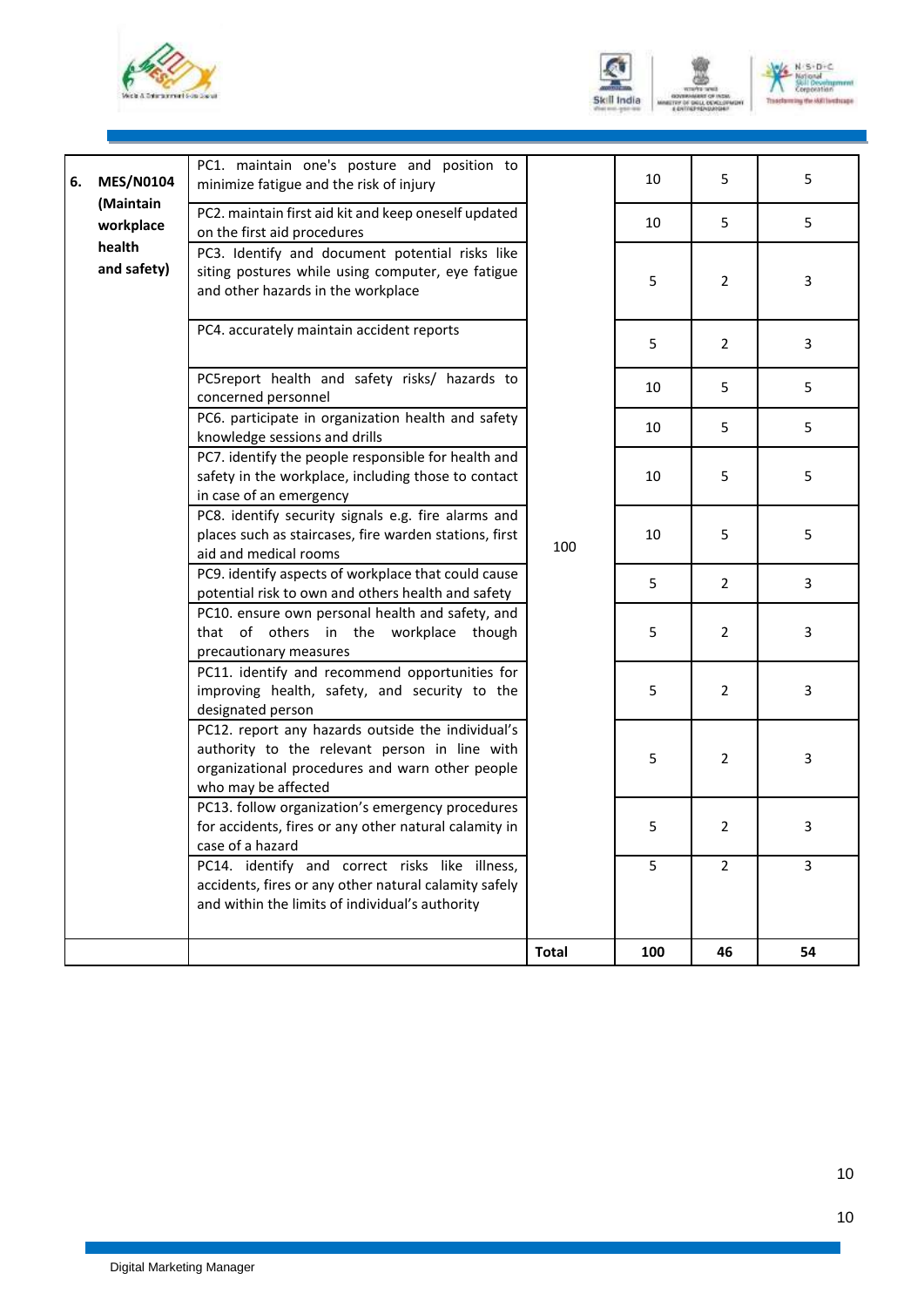| | | | | | | |
|---|---|---|---|---|---|---|
| 6. | **MES/N0104 (Maintain workplace health and safety)** | PC1. maintain one's posture and position to minimize fatigue and the risk of injury | 100 | 10 | 5 | 5 |
| | | PC2. maintain first aid kit and keep oneself updated on the first aid procedures | | 10 | 5 | 5 |
| | | PC3. Identify and document potential risks like siting postures while using computer, eye fatigue and other hazards in the workplace | | 5 | 2 | 3 |
| | | PC4. accurately maintain accident reports | | 5 | 2 | 3 |
| | | PC5report health and safety risks/ hazards to concerned personnel | | 10 | 5 | 5 |
| | | PC6. participate in organization health and safety knowledge sessions and drills | | 10 | 5 | 5 |
| | | PC7. identify the people responsible for health and safety in the workplace, including those to contact in case of an emergency | | 10 | 5 | 5 |
| | | PC8. identify security signals e.g. fire alarms and places such as staircases, fire warden stations, first aid and medical rooms | | 10 | 5 | 5 |
| | | PC9. identify aspects of workplace that could cause potential risk to own and others health and safety | | 5 | 2 | 3 |
| | | PC10. ensure own personal health and safety, and that of others in the workplace though precautionary measures | | 5 | 2 | 3 |
| | | PC11. identify and recommend opportunities for improving health, safety, and security to the designated person | | 5 | 2 | 3 |
| | | PC12. report any hazards outside the individual's authority to the relevant person in line with organizational procedures and warn other people who may be affected | | 5 | 2 | 3 |
| | | PC13. follow organization's emergency procedures for accidents, fires or any other natural calamity in case of a hazard | | 5 | 2 | 3 |
| | | PC14. identify and correct risks like illness, accidents, fires or any other natural calamity safely and within the limits of individual's authority | | 5 | 2 | 3 |
| | | | **Total** | **100** | **46** | **54** |